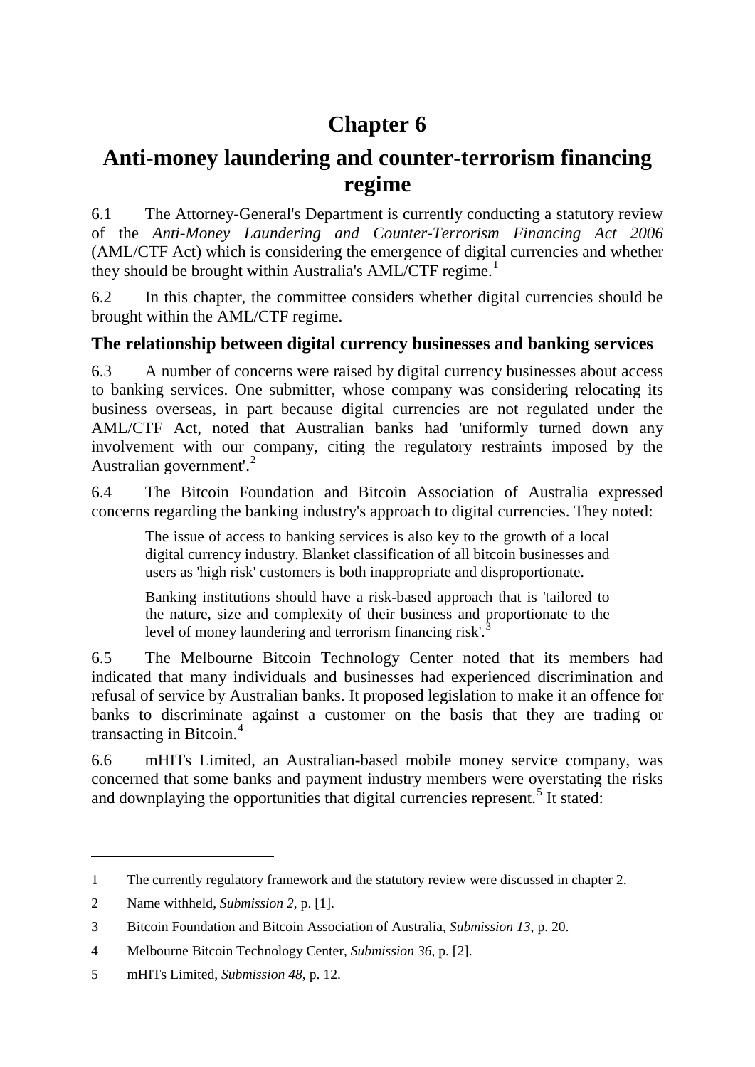# Chapter 6

# Anti-money laundering and counter-terrorism financing regime

6.1 The Attorney-General's Department is currently conducting a statutory review of the *Anti-Money Laundering and Counter-Terrorism Financing Act 2006* (AML/CTF Act) which is considering the emergence of digital currencies and whether they should be brought within Australia's AML/CTF regime.[1]

6.2 In this chapter, the committee considers whether digital currencies should be brought within the AML/CTF regime.

## The relationship between digital currency businesses and banking services

6.3 A number of concerns were raised by digital currency businesses about access to banking services. One submitter, whose company was considering relocating its business overseas, in part because digital currencies are not regulated under the AML/CTF Act, noted that Australian banks had 'uniformly turned down any involvement with our company, citing the regulatory restraints imposed by the Australian government'.[2]

6.4 The Bitcoin Foundation and Bitcoin Association of Australia expressed concerns regarding the banking industry's approach to digital currencies. They noted:

> The issue of access to banking services is also key to the growth of a local digital currency industry. Blanket classification of all bitcoin businesses and users as 'high risk' customers is both inappropriate and disproportionate.
>
> Banking institutions should have a risk-based approach that is 'tailored to the nature, size and complexity of their business and proportionate to the level of money laundering and terrorism financing risk'.[3]

6.5 The Melbourne Bitcoin Technology Center noted that its members had indicated that many individuals and businesses had experienced discrimination and refusal of service by Australian banks. It proposed legislation to make it an offence for banks to discriminate against a customer on the basis that they are trading or transacting in Bitcoin.[4]

6.6 mHITs Limited, an Australian-based mobile money service company, was concerned that some banks and payment industry members were overstating the risks and downplaying the opportunities that digital currencies represent.[5] It stated:

---

1 The currently regulatory framework and the statutory review were discussed in chapter 2.

2 Name withheld, *Submission 2*, p. [1].

3 Bitcoin Foundation and Bitcoin Association of Australia, *Submission 13*, p. 20.

4 Melbourne Bitcoin Technology Center, *Submission 36*, p. [2].

5 mHITs Limited, *Submission 48*, p. 12.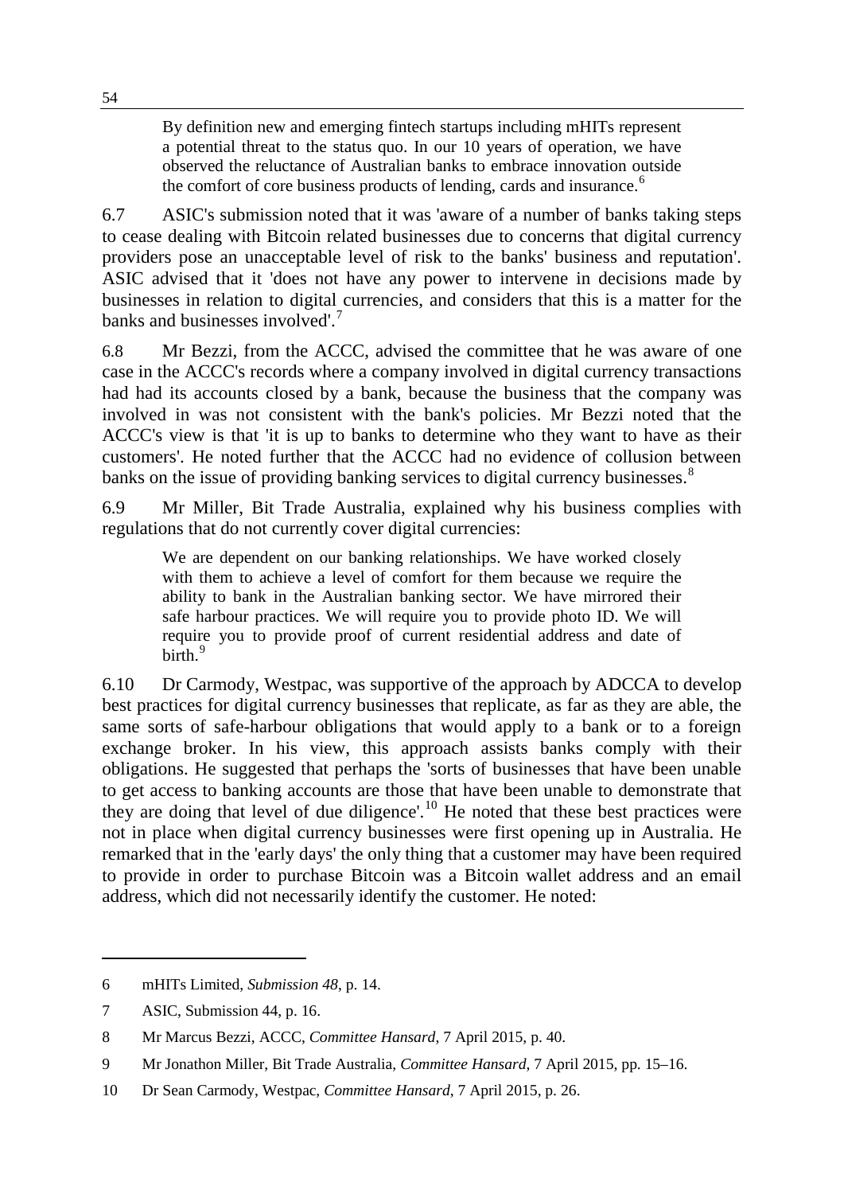> By definition new and emerging fintech startups including mHITs represent a potential threat to the status quo. In our 10 years of operation, we have observed the reluctance of Australian banks to embrace innovation outside the comfort of core business products of lending, cards and insurance.[6]

6.7 ASIC's submission noted that it was 'aware of a number of banks taking steps to cease dealing with Bitcoin related businesses due to concerns that digital currency providers pose an unacceptable level of risk to the banks' business and reputation'. ASIC advised that it 'does not have any power to intervene in decisions made by businesses in relation to digital currencies, and considers that this is a matter for the banks and businesses involved'.[7]

6.8 Mr Bezzi, from the ACCC, advised the committee that he was aware of one case in the ACCC's records where a company involved in digital currency transactions had had its accounts closed by a bank, because the business that the company was involved in was not consistent with the bank's policies. Mr Bezzi noted that the ACCC's view is that 'it is up to banks to determine who they want to have as their customers'. He noted further that the ACCC had no evidence of collusion between banks on the issue of providing banking services to digital currency businesses.[8]

6.9 Mr Miller, Bit Trade Australia, explained why his business complies with regulations that do not currently cover digital currencies:

> We are dependent on our banking relationships. We have worked closely with them to achieve a level of comfort for them because we require the ability to bank in the Australian banking sector. We have mirrored their safe harbour practices. We will require you to provide photo ID. We will require you to provide proof of current residential address and date of birth.[9]

6.10 Dr Carmody, Westpac, was supportive of the approach by ADCCA to develop best practices for digital currency businesses that replicate, as far as they are able, the same sorts of safe-harbour obligations that would apply to a bank or to a foreign exchange broker. In his view, this approach assists banks comply with their obligations. He suggested that perhaps the 'sorts of businesses that have been unable to get access to banking accounts are those that have been unable to demonstrate that they are doing that level of due diligence'.[10] He noted that these best practices were not in place when digital currency businesses were first opening up in Australia. He remarked that in the 'early days' the only thing that a customer may have been required to provide in order to purchase Bitcoin was a Bitcoin wallet address and an email address, which did not necessarily identify the customer. He noted:

---

6 mHITs Limited, *Submission 48*, p. 14.

7 ASIC, Submission 44, p. 16.

8 Mr Marcus Bezzi, ACCC, *Committee Hansard*, 7 April 2015, p. 40.

9 Mr Jonathon Miller, Bit Trade Australia, *Committee Hansard*, 7 April 2015, pp. 15–16.

10 Dr Sean Carmody, Westpac, *Committee Hansard*, 7 April 2015, p. 26.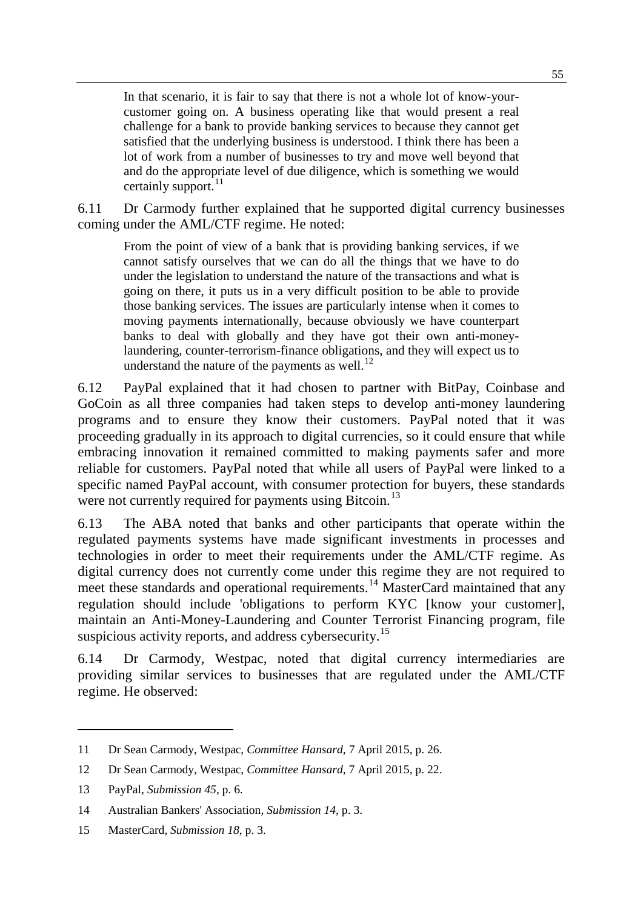> In that scenario, it is fair to say that there is not a whole lot of know-your-customer going on. A business operating like that would present a real challenge for a bank to provide banking services to because they cannot get satisfied that the underlying business is understood. I think there has been a lot of work from a number of businesses to try and move well beyond that and do the appropriate level of due diligence, which is something we would certainly support.[11]

6.11 Dr Carmody further explained that he supported digital currency businesses coming under the AML/CTF regime. He noted:

> From the point of view of a bank that is providing banking services, if we cannot satisfy ourselves that we can do all the things that we have to do under the legislation to understand the nature of the transactions and what is going on there, it puts us in a very difficult position to be able to provide those banking services. The issues are particularly intense when it comes to moving payments internationally, because obviously we have counterpart banks to deal with globally and they have got their own anti-money-laundering, counter-terrorism-finance obligations, and they will expect us to understand the nature of the payments as well.[12]

6.12 PayPal explained that it had chosen to partner with BitPay, Coinbase and GoCoin as all three companies had taken steps to develop anti-money laundering programs and to ensure they know their customers. PayPal noted that it was proceeding gradually in its approach to digital currencies, so it could ensure that while embracing innovation it remained committed to making payments safer and more reliable for customers. PayPal noted that while all users of PayPal were linked to a specific named PayPal account, with consumer protection for buyers, these standards were not currently required for payments using Bitcoin.[13]

6.13 The ABA noted that banks and other participants that operate within the regulated payments systems have made significant investments in processes and technologies in order to meet their requirements under the AML/CTF regime. As digital currency does not currently come under this regime they are not required to meet these standards and operational requirements.[14] MasterCard maintained that any regulation should include 'obligations to perform KYC [know your customer], maintain an Anti-Money-Laundering and Counter Terrorist Financing program, file suspicious activity reports, and address cybersecurity.[15]

6.14 Dr Carmody, Westpac, noted that digital currency intermediaries are providing similar services to businesses that are regulated under the AML/CTF regime. He observed:

---

11 Dr Sean Carmody, Westpac, *Committee Hansard*, 7 April 2015, p. 26.

12 Dr Sean Carmody, Westpac, *Committee Hansard*, 7 April 2015, p. 22.

13 PayPal, *Submission 45*, p. 6.

14 Australian Bankers' Association, *Submission 14*, p. 3.

15 MasterCard, *Submission 18*, p. 3.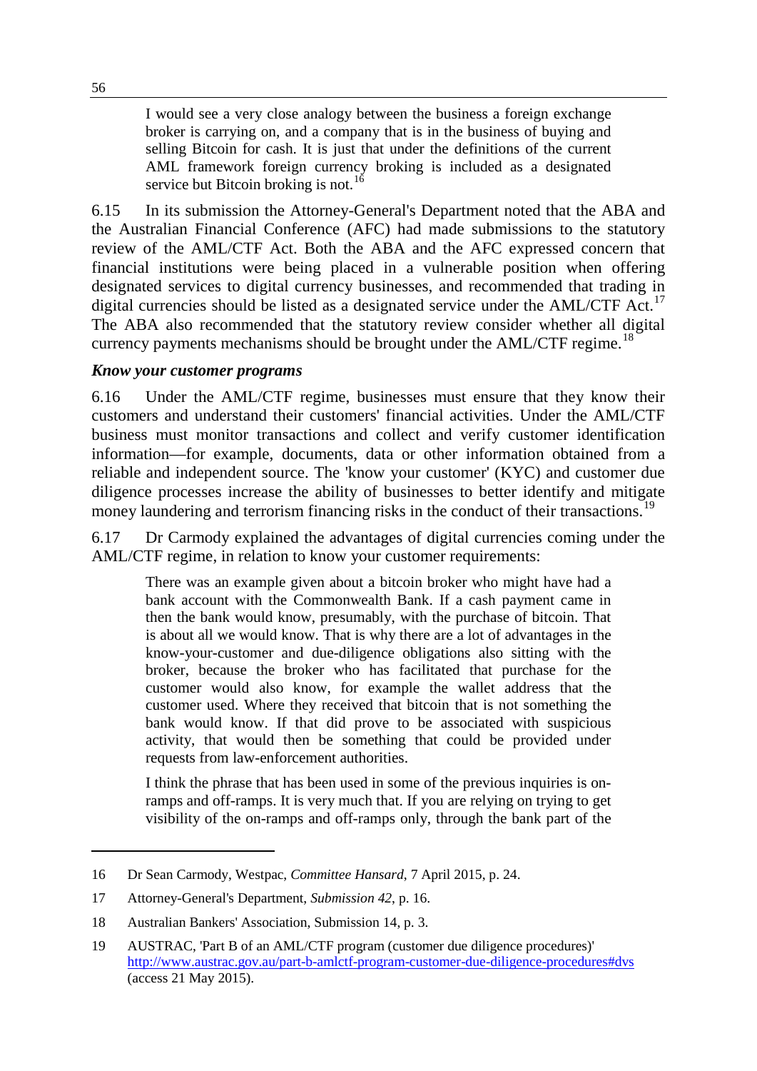> I would see a very close analogy between the business a foreign exchange broker is carrying on, and a company that is in the business of buying and selling Bitcoin for cash. It is just that under the definitions of the current AML framework foreign currency broking is included as a designated service but Bitcoin broking is not.[16]

6.15 In its submission the Attorney-General's Department noted that the ABA and the Australian Financial Conference (AFC) had made submissions to the statutory review of the AML/CTF Act. Both the ABA and the AFC expressed concern that financial institutions were being placed in a vulnerable position when offering designated services to digital currency businesses, and recommended that trading in digital currencies should be listed as a designated service under the AML/CTF Act.[17] The ABA also recommended that the statutory review consider whether all digital currency payments mechanisms should be brought under the AML/CTF regime.[18]

### *Know your customer programs*

6.16 Under the AML/CTF regime, businesses must ensure that they know their customers and understand their customers' financial activities. Under the AML/CTF business must monitor transactions and collect and verify customer identification information—for example, documents, data or other information obtained from a reliable and independent source. The 'know your customer' (KYC) and customer due diligence processes increase the ability of businesses to better identify and mitigate money laundering and terrorism financing risks in the conduct of their transactions.[19]

6.17 Dr Carmody explained the advantages of digital currencies coming under the AML/CTF regime, in relation to know your customer requirements:

> There was an example given about a bitcoin broker who might have had a bank account with the Commonwealth Bank. If a cash payment came in then the bank would know, presumably, with the purchase of bitcoin. That is about all we would know. That is why there are a lot of advantages in the know-your-customer and due-diligence obligations also sitting with the broker, because the broker who has facilitated that purchase for the customer would also know, for example the wallet address that the customer used. Where they received that bitcoin that is not something the bank would know. If that did prove to be associated with suspicious activity, that would then be something that could be provided under requests from law-enforcement authorities.
>
> I think the phrase that has been used in some of the previous inquiries is on-ramps and off-ramps. It is very much that. If you are relying on trying to get visibility of the on-ramps and off-ramps only, through the bank part of the

---

16 Dr Sean Carmody, Westpac, *Committee Hansard*, 7 April 2015, p. 24.

17 Attorney-General's Department, *Submission 42*, p. 16.

18 Australian Bankers' Association, Submission 14, p. 3.

19 AUSTRAC, 'Part B of an AML/CTF program (customer due diligence procedures)' http://www.austrac.gov.au/part-b-amlctf-program-customer-due-diligence-procedures#dvs (access 21 May 2015).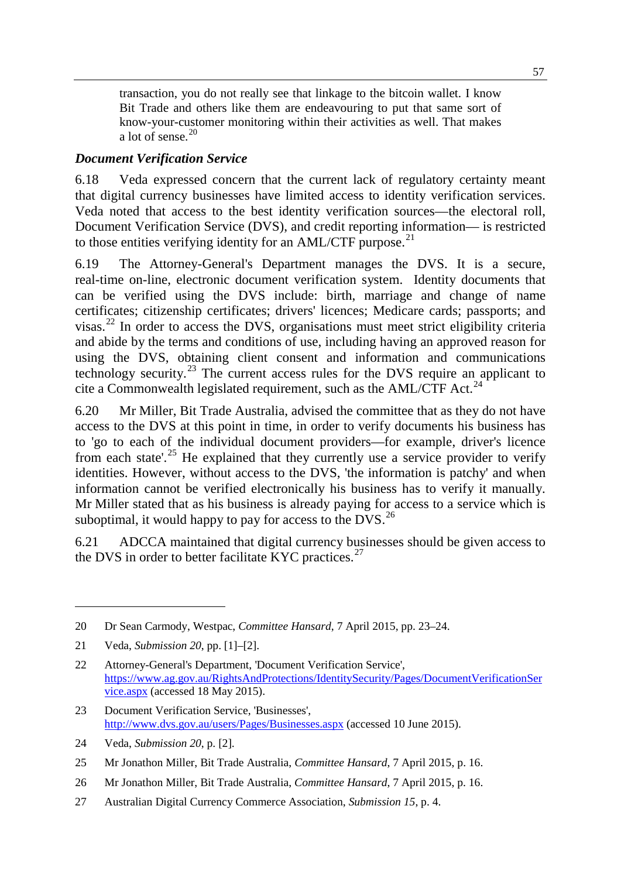> transaction, you do not really see that linkage to the bitcoin wallet. I know Bit Trade and others like them are endeavouring to put that same sort of know-your-customer monitoring within their activities as well. That makes a lot of sense.[20]

### *Document Verification Service*

6.18 Veda expressed concern that the current lack of regulatory certainty meant that digital currency businesses have limited access to identity verification services. Veda noted that access to the best identity verification sources—the electoral roll, Document Verification Service (DVS), and credit reporting information— is restricted to those entities verifying identity for an AML/CTF purpose.[21]

6.19 The Attorney-General's Department manages the DVS. It is a secure, real-time on-line, electronic document verification system. Identity documents that can be verified using the DVS include: birth, marriage and change of name certificates; citizenship certificates; drivers' licences; Medicare cards; passports; and visas.[22] In order to access the DVS, organisations must meet strict eligibility criteria and abide by the terms and conditions of use, including having an approved reason for using the DVS, obtaining client consent and information and communications technology security.[23] The current access rules for the DVS require an applicant to cite a Commonwealth legislated requirement, such as the AML/CTF Act.[24]

6.20 Mr Miller, Bit Trade Australia, advised the committee that as they do not have access to the DVS at this point in time, in order to verify documents his business has to 'go to each of the individual document providers—for example, driver's licence from each state'.[25] He explained that they currently use a service provider to verify identities. However, without access to the DVS, 'the information is patchy' and when information cannot be verified electronically his business has to verify it manually. Mr Miller stated that as his business is already paying for access to a service which is suboptimal, it would happy to pay for access to the DVS.[26]

6.21 ADCCA maintained that digital currency businesses should be given access to the DVS in order to better facilitate KYC practices.[27]

---

20 Dr Sean Carmody, Westpac, *Committee Hansard*, 7 April 2015, pp. 23–24.

21 Veda, *Submission 20*, pp. [1]–[2].

22 Attorney-General's Department, 'Document Verification Service', https://www.ag.gov.au/RightsAndProtections/IdentitySecurity/Pages/DocumentVerificationService.aspx (accessed 18 May 2015).

23 Document Verification Service, 'Businesses', http://www.dvs.gov.au/users/Pages/Businesses.aspx (accessed 10 June 2015).

24 Veda, *Submission 20*, p. [2].

25 Mr Jonathon Miller, Bit Trade Australia, *Committee Hansard*, 7 April 2015, p. 16.

26 Mr Jonathon Miller, Bit Trade Australia, *Committee Hansard*, 7 April 2015, p. 16.

27 Australian Digital Currency Commerce Association, *Submission 15*, p. 4.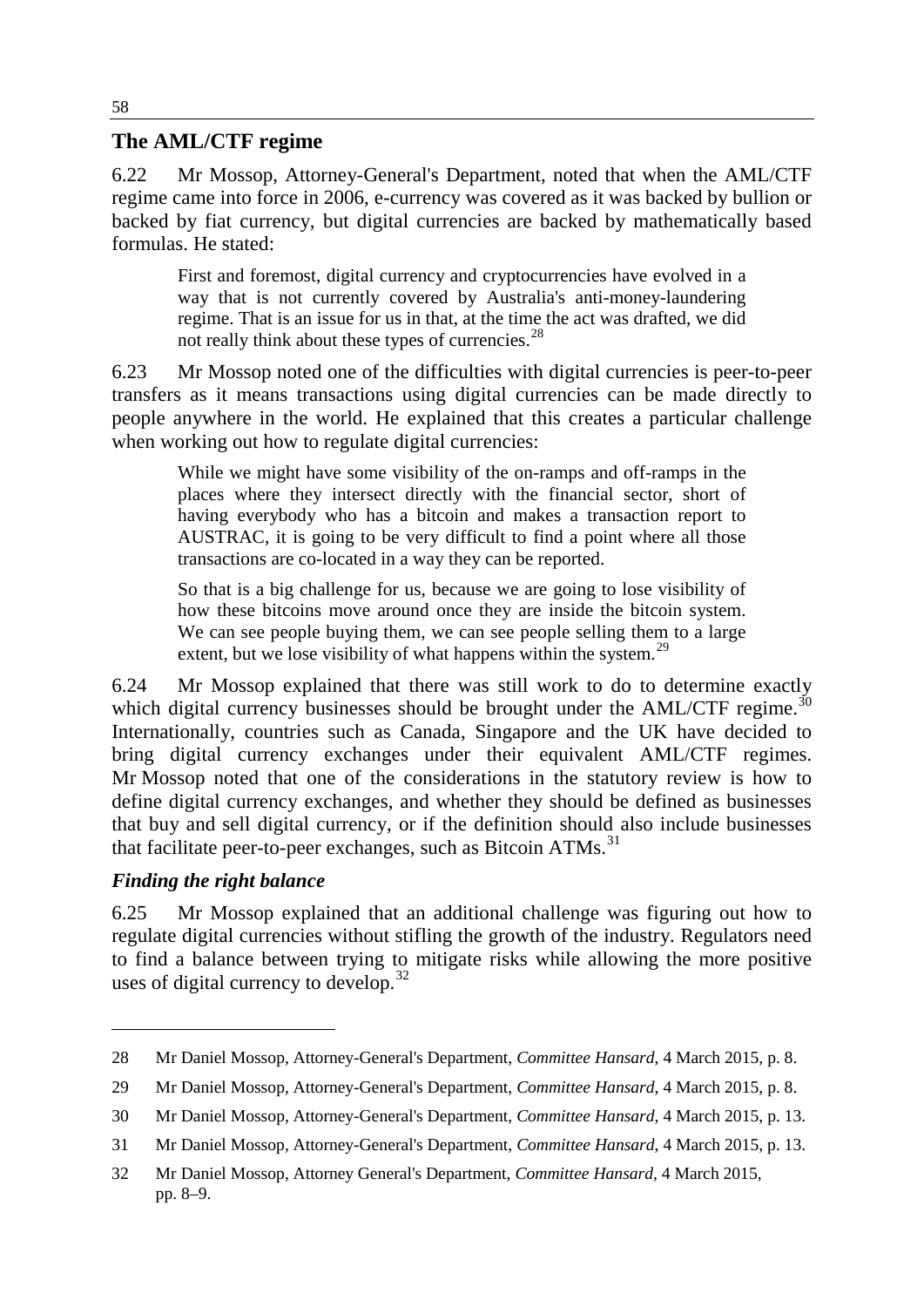## The AML/CTF regime

6.22 Mr Mossop, Attorney-General's Department, noted that when the AML/CTF regime came into force in 2006, e-currency was covered as it was backed by bullion or backed by fiat currency, but digital currencies are backed by mathematically based formulas. He stated:

> First and foremost, digital currency and cryptocurrencies have evolved in a way that is not currently covered by Australia's anti-money-laundering regime. That is an issue for us in that, at the time the act was drafted, we did not really think about these types of currencies.[28]

6.23 Mr Mossop noted one of the difficulties with digital currencies is peer-to-peer transfers as it means transactions using digital currencies can be made directly to people anywhere in the world. He explained that this creates a particular challenge when working out how to regulate digital currencies:

> While we might have some visibility of the on-ramps and off-ramps in the places where they intersect directly with the financial sector, short of having everybody who has a bitcoin and makes a transaction report to AUSTRAC, it is going to be very difficult to find a point where all those transactions are co-located in a way they can be reported.
>
> So that is a big challenge for us, because we are going to lose visibility of how these bitcoins move around once they are inside the bitcoin system. We can see people buying them, we can see people selling them to a large extent, but we lose visibility of what happens within the system.[29]

6.24 Mr Mossop explained that there was still work to do to determine exactly which digital currency businesses should be brought under the AML/CTF regime.[30] Internationally, countries such as Canada, Singapore and the UK have decided to bring digital currency exchanges under their equivalent AML/CTF regimes. Mr Mossop noted that one of the considerations in the statutory review is how to define digital currency exchanges, and whether they should be defined as businesses that buy and sell digital currency, or if the definition should also include businesses that facilitate peer-to-peer exchanges, such as Bitcoin ATMs.[31]

### *Finding the right balance*

6.25 Mr Mossop explained that an additional challenge was figuring out how to regulate digital currencies without stifling the growth of the industry. Regulators need to find a balance between trying to mitigate risks while allowing the more positive uses of digital currency to develop.[32]

---

28 Mr Daniel Mossop, Attorney-General's Department, *Committee Hansard*, 4 March 2015, p. 8.

29 Mr Daniel Mossop, Attorney-General's Department, *Committee Hansard*, 4 March 2015, p. 8.

30 Mr Daniel Mossop, Attorney-General's Department, *Committee Hansard*, 4 March 2015, p. 13.

31 Mr Daniel Mossop, Attorney-General's Department, *Committee Hansard*, 4 March 2015, p. 13.

32 Mr Daniel Mossop, Attorney General's Department, *Committee Hansard*, 4 March 2015, pp. 8–9.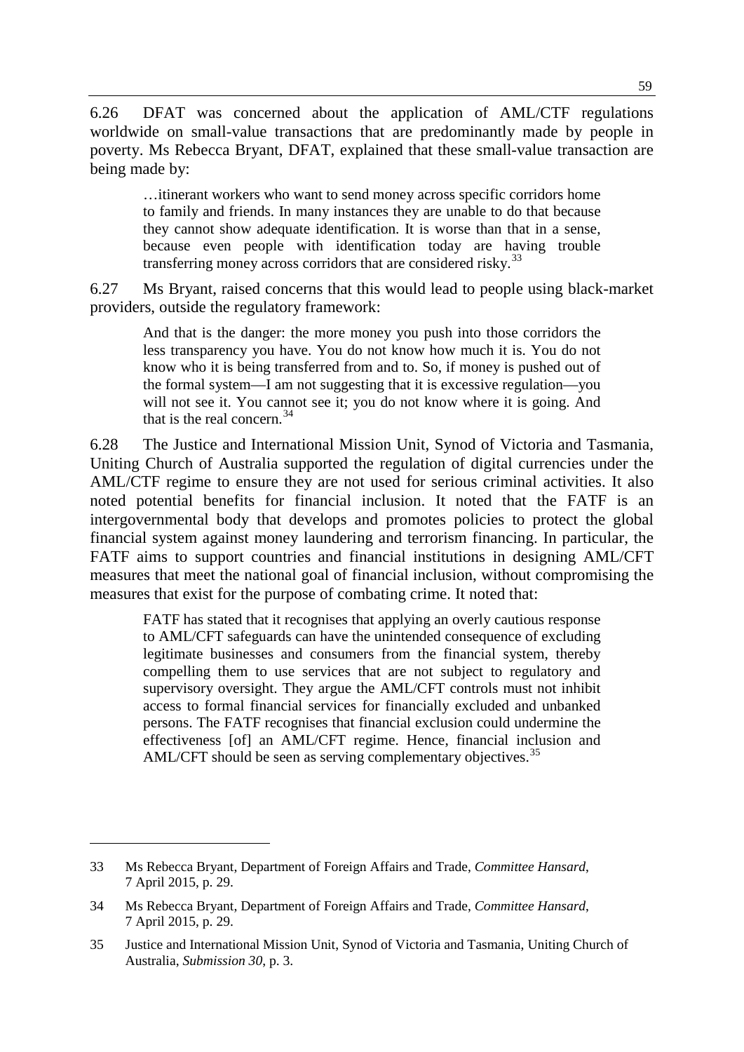6.26 DFAT was concerned about the application of AML/CTF regulations worldwide on small-value transactions that are predominantly made by people in poverty. Ms Rebecca Bryant, DFAT, explained that these small-value transaction are being made by:

> …itinerant workers who want to send money across specific corridors home to family and friends. In many instances they are unable to do that because they cannot show adequate identification. It is worse than that in a sense, because even people with identification today are having trouble transferring money across corridors that are considered risky.[33]

6.27 Ms Bryant, raised concerns that this would lead to people using black-market providers, outside the regulatory framework:

> And that is the danger: the more money you push into those corridors the less transparency you have. You do not know how much it is. You do not know who it is being transferred from and to. So, if money is pushed out of the formal system—I am not suggesting that it is excessive regulation—you will not see it. You cannot see it; you do not know where it is going. And that is the real concern.[34]

6.28 The Justice and International Mission Unit, Synod of Victoria and Tasmania, Uniting Church of Australia supported the regulation of digital currencies under the AML/CTF regime to ensure they are not used for serious criminal activities. It also noted potential benefits for financial inclusion. It noted that the FATF is an intergovernmental body that develops and promotes policies to protect the global financial system against money laundering and terrorism financing. In particular, the FATF aims to support countries and financial institutions in designing AML/CFT measures that meet the national goal of financial inclusion, without compromising the measures that exist for the purpose of combating crime. It noted that:

> FATF has stated that it recognises that applying an overly cautious response to AML/CFT safeguards can have the unintended consequence of excluding legitimate businesses and consumers from the financial system, thereby compelling them to use services that are not subject to regulatory and supervisory oversight. They argue the AML/CFT controls must not inhibit access to formal financial services for financially excluded and unbanked persons. The FATF recognises that financial exclusion could undermine the effectiveness [of] an AML/CFT regime. Hence, financial inclusion and AML/CFT should be seen as serving complementary objectives.[35]

---

33 Ms Rebecca Bryant, Department of Foreign Affairs and Trade, *Committee Hansard*, 7 April 2015, p. 29.

34 Ms Rebecca Bryant, Department of Foreign Affairs and Trade, *Committee Hansard*, 7 April 2015, p. 29.

35 Justice and International Mission Unit, Synod of Victoria and Tasmania, Uniting Church of Australia, *Submission 30*, p. 3.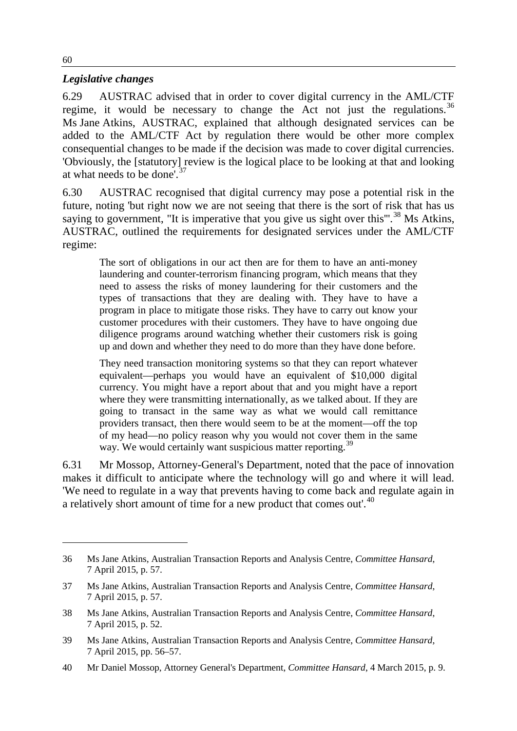### *Legislative changes*

6.29 AUSTRAC advised that in order to cover digital currency in the AML/CTF regime, it would be necessary to change the Act not just the regulations.[36] Ms Jane Atkins, AUSTRAC, explained that although designated services can be added to the AML/CTF Act by regulation there would be other more complex consequential changes to be made if the decision was made to cover digital currencies. 'Obviously, the [statutory] review is the logical place to be looking at that and looking at what needs to be done'.[37]

6.30 AUSTRAC recognised that digital currency may pose a potential risk in the future, noting 'but right now we are not seeing that there is the sort of risk that has us saying to government, "It is imperative that you give us sight over this"'.[38] Ms Atkins, AUSTRAC, outlined the requirements for designated services under the AML/CTF regime:

> The sort of obligations in our act then are for them to have an anti-money laundering and counter-terrorism financing program, which means that they need to assess the risks of money laundering for their customers and the types of transactions that they are dealing with. They have to have a program in place to mitigate those risks. They have to carry out know your customer procedures with their customers. They have to have ongoing due diligence programs around watching whether their customers risk is going up and down and whether they need to do more than they have done before.
>
> They need transaction monitoring systems so that they can report whatever equivalent—perhaps you would have an equivalent of $10,000 digital currency. You might have a report about that and you might have a report where they were transmitting internationally, as we talked about. If they are going to transact in the same way as what we would call remittance providers transact, then there would seem to be at the moment—off the top of my head—no policy reason why you would not cover them in the same way. We would certainly want suspicious matter reporting.[39]

6.31 Mr Mossop, Attorney-General's Department, noted that the pace of innovation makes it difficult to anticipate where the technology will go and where it will lead. 'We need to regulate in a way that prevents having to come back and regulate again in a relatively short amount of time for a new product that comes out'.[40]

---

36 Ms Jane Atkins, Australian Transaction Reports and Analysis Centre, *Committee Hansard*, 7 April 2015, p. 57.

37 Ms Jane Atkins, Australian Transaction Reports and Analysis Centre, *Committee Hansard*, 7 April 2015, p. 57.

38 Ms Jane Atkins, Australian Transaction Reports and Analysis Centre, *Committee Hansard*, 7 April 2015, p. 52.

39 Ms Jane Atkins, Australian Transaction Reports and Analysis Centre, *Committee Hansard*, 7 April 2015, pp. 56–57.

40 Mr Daniel Mossop, Attorney General's Department, *Committee Hansard*, 4 March 2015, p. 9.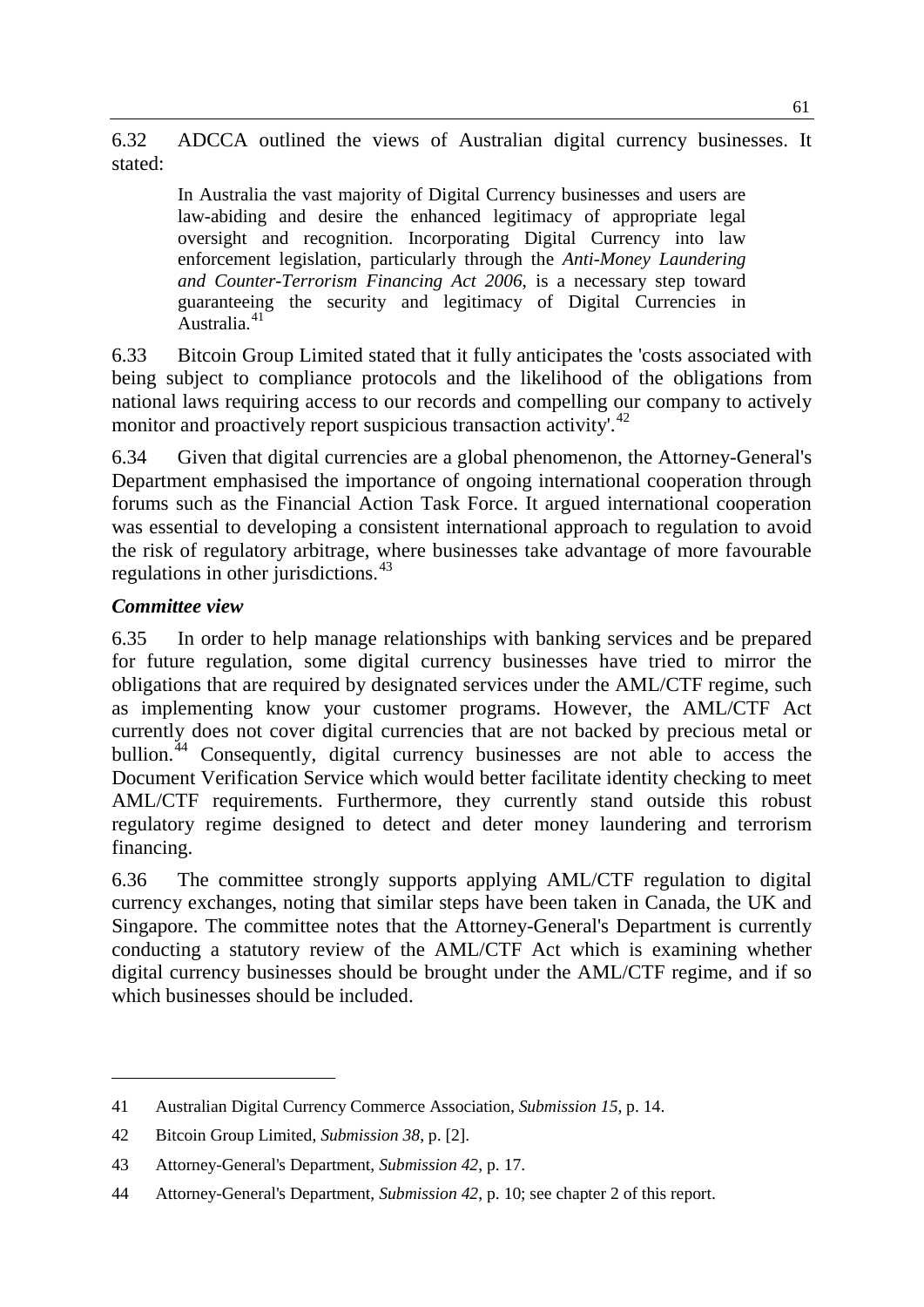6.32 ADCCA outlined the views of Australian digital currency businesses. It stated:

> In Australia the vast majority of Digital Currency businesses and users are law-abiding and desire the enhanced legitimacy of appropriate legal oversight and recognition. Incorporating Digital Currency into law enforcement legislation, particularly through the *Anti-Money Laundering and Counter-Terrorism Financing Act 2006*, is a necessary step toward guaranteeing the security and legitimacy of Digital Currencies in Australia.[41]

6.33 Bitcoin Group Limited stated that it fully anticipates the 'costs associated with being subject to compliance protocols and the likelihood of the obligations from national laws requiring access to our records and compelling our company to actively monitor and proactively report suspicious transaction activity'.[42]

6.34 Given that digital currencies are a global phenomenon, the Attorney-General's Department emphasised the importance of ongoing international cooperation through forums such as the Financial Action Task Force. It argued international cooperation was essential to developing a consistent international approach to regulation to avoid the risk of regulatory arbitrage, where businesses take advantage of more favourable regulations in other jurisdictions.[43]

### *Committee view*

6.35 In order to help manage relationships with banking services and be prepared for future regulation, some digital currency businesses have tried to mirror the obligations that are required by designated services under the AML/CTF regime, such as implementing know your customer programs. However, the AML/CTF Act currently does not cover digital currencies that are not backed by precious metal or bullion.[44] Consequently, digital currency businesses are not able to access the Document Verification Service which would better facilitate identity checking to meet AML/CTF requirements. Furthermore, they currently stand outside this robust regulatory regime designed to detect and deter money laundering and terrorism financing.

6.36 The committee strongly supports applying AML/CTF regulation to digital currency exchanges, noting that similar steps have been taken in Canada, the UK and Singapore. The committee notes that the Attorney-General's Department is currently conducting a statutory review of the AML/CTF Act which is examining whether digital currency businesses should be brought under the AML/CTF regime, and if so which businesses should be included.

---

41 Australian Digital Currency Commerce Association, *Submission 15*, p. 14.

42 Bitcoin Group Limited, *Submission 38*, p. [2].

43 Attorney-General's Department, *Submission 42*, p. 17.

44 Attorney-General's Department, *Submission 42*, p. 10; see chapter 2 of this report.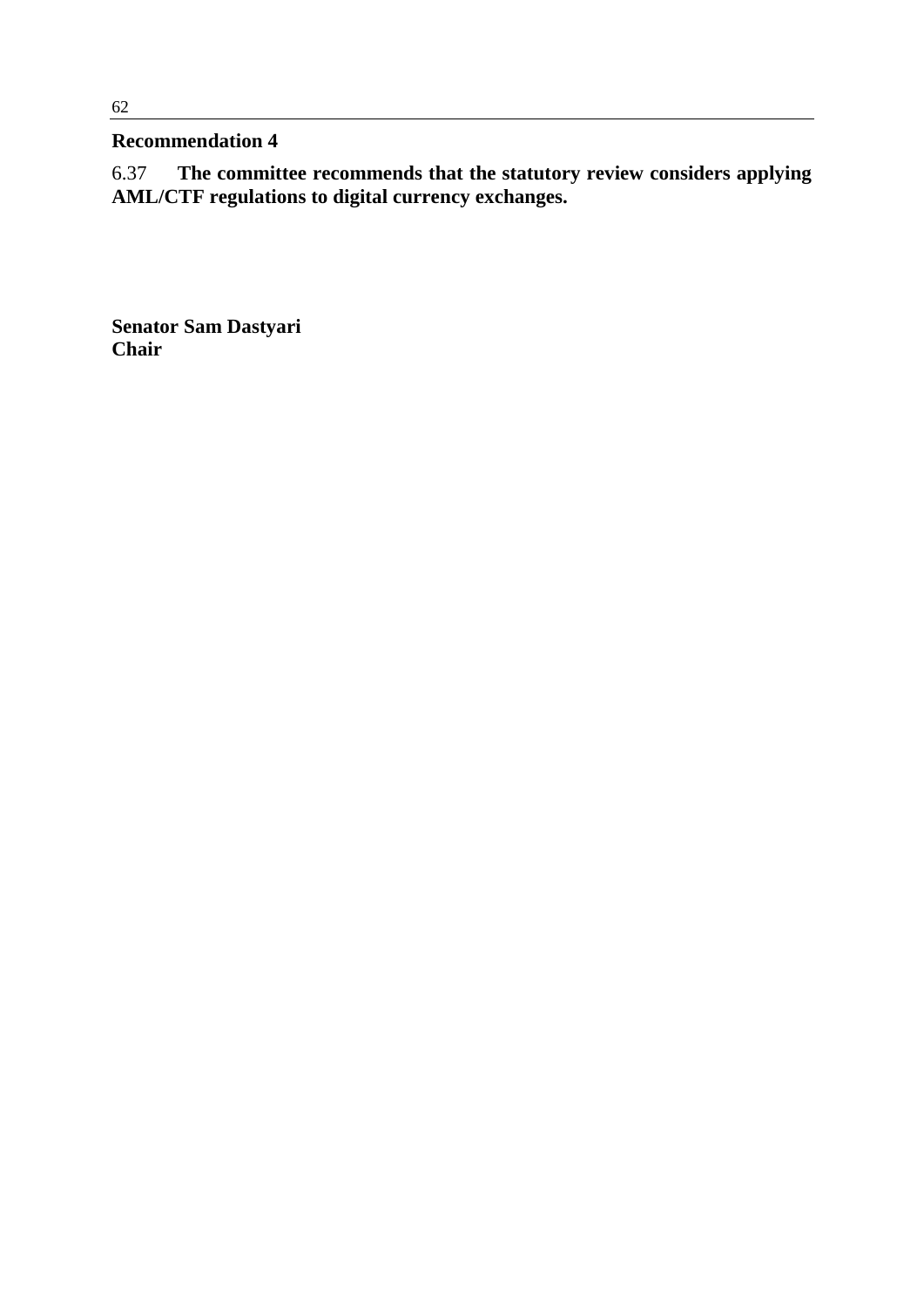**Recommendation 4**

6.37 **The committee recommends that the statutory review considers applying AML/CTF regulations to digital currency exchanges.**

**Senator Sam Dastyari**
**Chair**